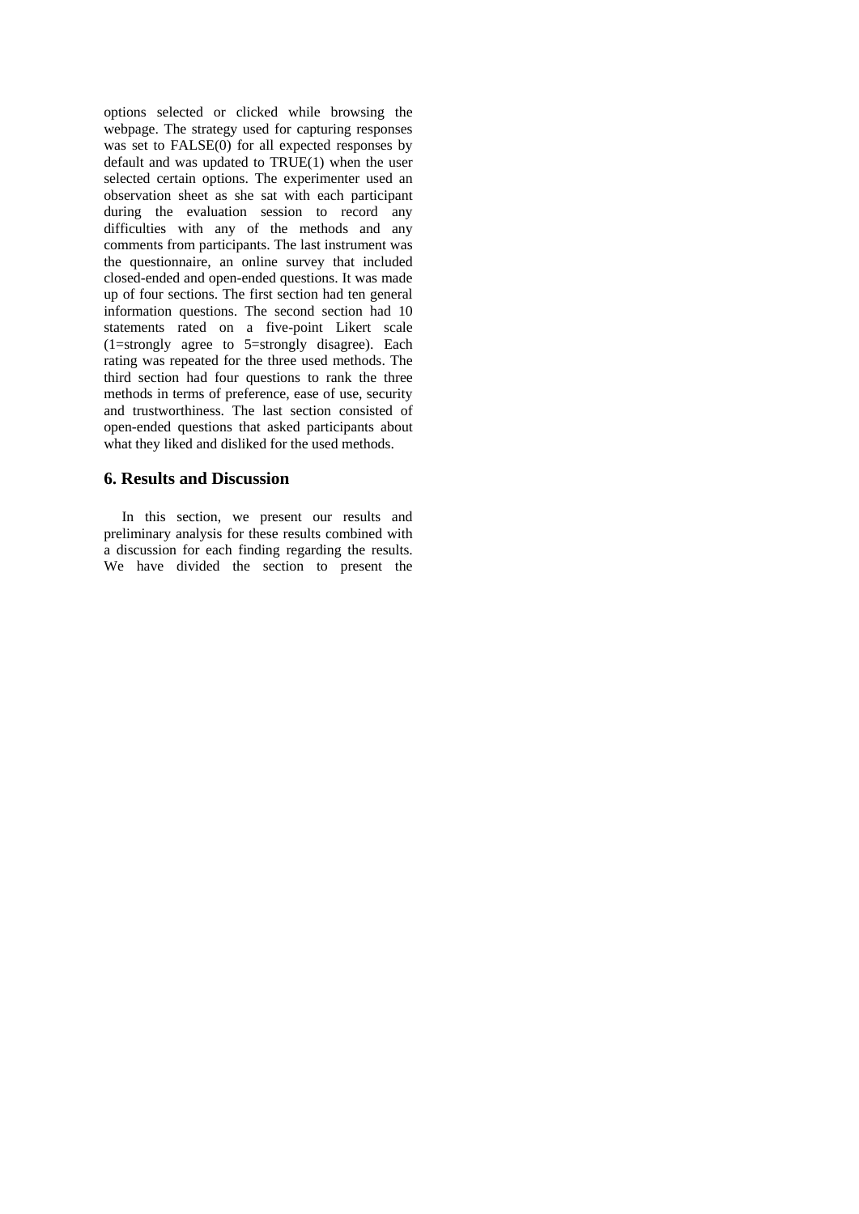options selected or clicked while browsing the webpage. The strategy used for capturing responses was set to FALSE(0) for all expected responses by default and was updated to TRUE(1) when the user selected certain options. The experimenter used an observation sheet as she sat with each participant during the evaluation session to record any difficulties with any of the methods and any comments from participants. The last instrument was the questionnaire, an online survey that included closed-ended and open-ended questions. It was made up of four sections. The first section had ten general information questions. The second section had 10 statements rated on a five-point Likert scale (1=strongly agree to 5=strongly disagree). Each rating was repeated for the three used methods. The third section had four questions to rank the three methods in terms of preference, ease of use, security and trustworthiness. The last section consisted of open-ended questions that asked participants about what they liked and disliked for the used methods.

## 6. Results and Discussion

In this section, we present our results and preliminary analysis for these results combined with a discussion for each finding regarding the results. We have divided the section to present the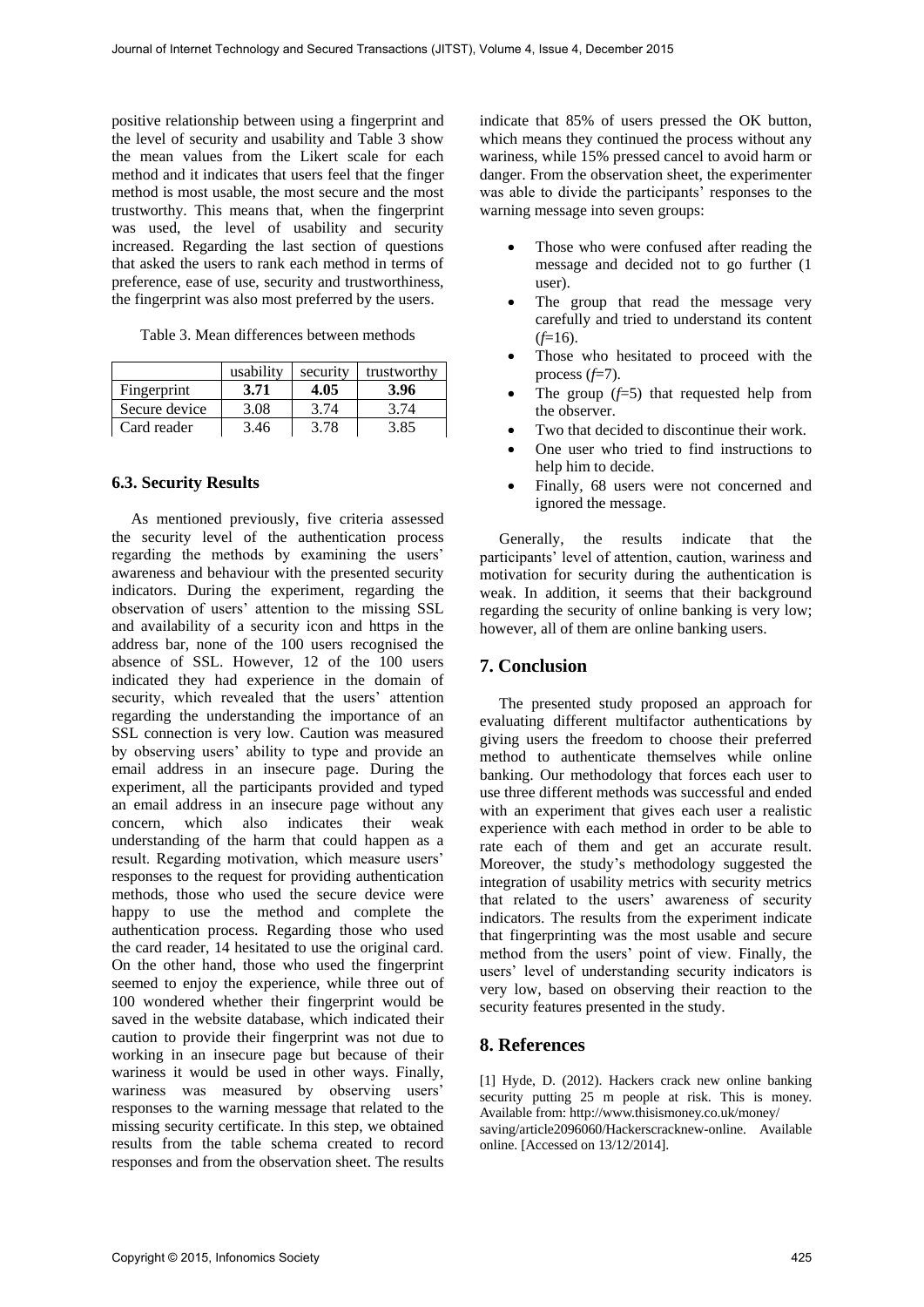positive relationship between using a fingerprint and the level of security and usability and Table 3 show the mean values from the Likert scale for each method and it indicates that users feel that the finger method is most usable, the most secure and the most trustworthy. This means that, when the fingerprint was used, the level of usability and security increased. Regarding the last section of questions that asked the users to rank each method in terms of preference, ease of use, security and trustworthiness, the fingerprint was also most preferred by the users.

Table 3. Mean differences between methods

| | usability | security | trustworthy |
|---|---|---|---|
| Fingerprint | **3.71** | **4.05** | **3.96** |
| Secure device | 3.08 | 3.74 | 3.74 |
| Card reader | 3.46 | 3.78 | 3.85 |

### 6.3. Security Results

As mentioned previously, five criteria assessed the security level of the authentication process regarding the methods by examining the users' awareness and behaviour with the presented security indicators. During the experiment, regarding the observation of users' attention to the missing SSL and availability of a security icon and https in the address bar, none of the 100 users recognised the absence of SSL. However, 12 of the 100 users indicated they had experience in the domain of security, which revealed that the users' attention regarding the understanding the importance of an SSL connection is very low. Caution was measured by observing users' ability to type and provide an email address in an insecure page. During the experiment, all the participants provided and typed an email address in an insecure page without any concern, which also indicates their weak understanding of the harm that could happen as a result. Regarding motivation, which measure users' responses to the request for providing authentication methods, those who used the secure device were happy to use the method and complete the authentication process. Regarding those who used the card reader, 14 hesitated to use the original card. On the other hand, those who used the fingerprint seemed to enjoy the experience, while three out of 100 wondered whether their fingerprint would be saved in the website database, which indicated their caution to provide their fingerprint was not due to working in an insecure page but because of their wariness it would be used in other ways. Finally, wariness was measured by observing users' responses to the warning message that related to the missing security certificate. In this step, we obtained results from the table schema created to record responses and from the observation sheet. The results indicate that 85% of users pressed the OK button, which means they continued the process without any wariness, while 15% pressed cancel to avoid harm or danger. From the observation sheet, the experimenter was able to divide the participants' responses to the warning message into seven groups:

- Those who were confused after reading the message and decided not to go further (1 user).
- The group that read the message very carefully and tried to understand its content ($f$=16).
- Those who hesitated to proceed with the process ($f$=7).
- The group ($f$=5) that requested help from the observer.
- Two that decided to discontinue their work.
- One user who tried to find instructions to help him to decide.
- Finally, 68 users were not concerned and ignored the message.

Generally, the results indicate that the participants' level of attention, caution, wariness and motivation for security during the authentication is weak. In addition, it seems that their background regarding the security of online banking is very low; however, all of them are online banking users.

## 7. Conclusion

The presented study proposed an approach for evaluating different multifactor authentications by giving users the freedom to choose their preferred method to authenticate themselves while online banking. Our methodology that forces each user to use three different methods was successful and ended with an experiment that gives each user a realistic experience with each method in order to be able to rate each of them and get an accurate result. Moreover, the study's methodology suggested the integration of usability metrics with security metrics that related to the users' awareness of security indicators. The results from the experiment indicate that fingerprinting was the most usable and secure method from the users' point of view. Finally, the users' level of understanding security indicators is very low, based on observing their reaction to the security features presented in the study.

## 8. References

[1] Hyde, D. (2012). Hackers crack new online banking security putting 25 m people at risk. This is money. Available from: http://www.thisismoney.co.uk/money/saving/article2096060/Hackerscracknew-online. Available online. [Accessed on 13/12/2014].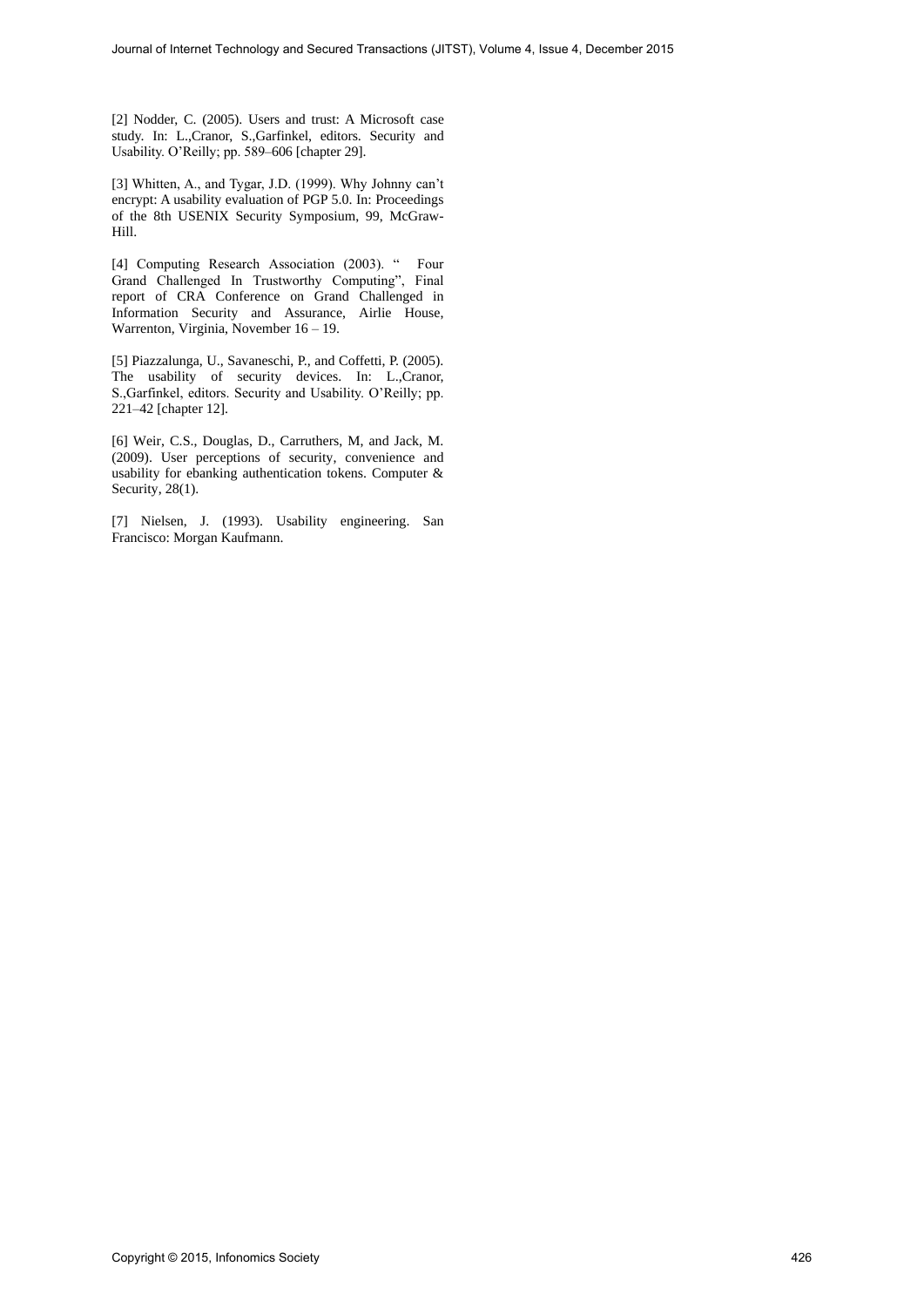[2] Nodder, C. (2005). Users and trust: A Microsoft case study. In: L.,Cranor, S.,Garfinkel, editors. Security and Usability. O'Reilly; pp. 589–606 [chapter 29].

[3] Whitten, A., and Tygar, J.D. (1999). Why Johnny can't encrypt: A usability evaluation of PGP 5.0. In: Proceedings of the 8th USENIX Security Symposium, 99, McGraw-Hill.

[4] Computing Research Association (2003). " Four Grand Challenged In Trustworthy Computing", Final report of CRA Conference on Grand Challenged in Information Security and Assurance, Airlie House, Warrenton, Virginia, November 16 – 19.

[5] Piazzalunga, U., Savaneschi, P., and Coffetti, P. (2005). The usability of security devices. In: L.,Cranor, S.,Garfinkel, editors. Security and Usability. O'Reilly; pp. 221–42 [chapter 12].

[6] Weir, C.S., Douglas, D., Carruthers, M, and Jack, M. (2009). User perceptions of security, convenience and usability for ebanking authentication tokens. Computer & Security, 28(1).

[7] Nielsen, J. (1993). Usability engineering. San Francisco: Morgan Kaufmann.